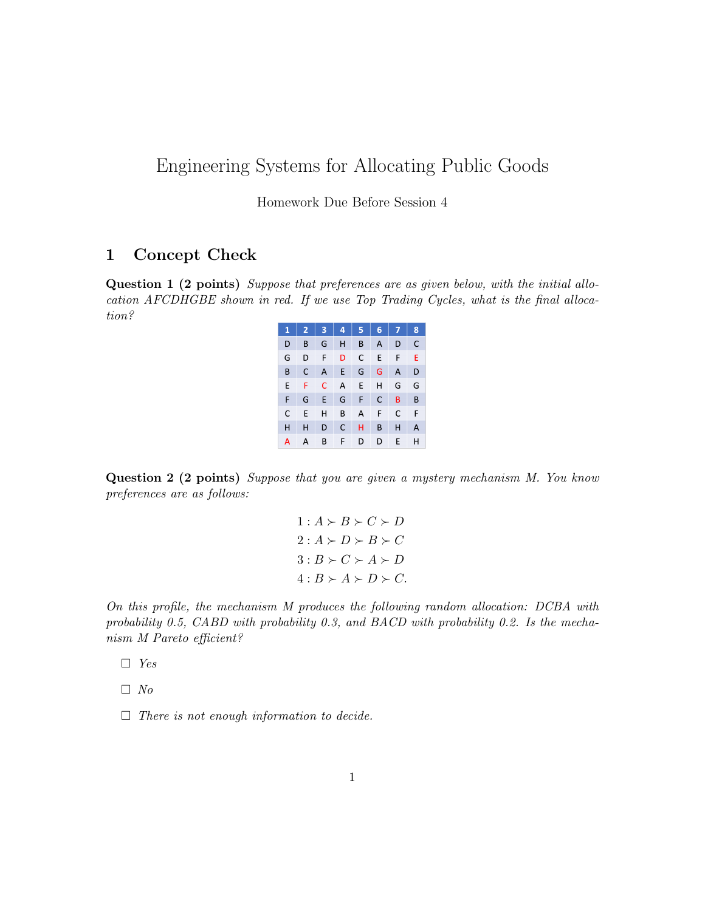# Engineering Systems for Allocating Public Goods

Homework Due Before Session 4

## 1 Concept Check

**Question 1 (2 points)** *Suppose that preferences are as given below, with the initial allocation AFCDHGBE shown in red. If we use Top Trading Cycles, what is the final allocation?*

| 1 | 2 | 3 | 4 | 5 | 6 | 7 | 8 |
|---|---|---|---|---|---|---|---|
| D | B | G | H | B | A | D | C |
| G | D | F | D | C | E | F | E |
| B | C | A | E | G | G | A | D |
| E | F | C | A | E | H | G | G |
| F | G | E | G | F | C | B | B |
| C | E | H | B | A | F | C | F |
| H | H | D | C | H | B | H | A |
| A | A | B | F | D | D | E | H |

**Question 2 (2 points)** *Suppose that you are given a mystery mechanism M. You know preferences are as follows:*

$$1 : A \succ B \succ C \succ D$$
$$2 : A \succ D \succ B \succ C$$
$$3 : B \succ C \succ A \succ D$$
$$4 : B \succ A \succ D \succ C.$$

*On this profile, the mechanism M produces the following random allocation: DCBA with probability 0.5, CABD with probability 0.3, and BACD with probability 0.2. Is the mechanism M Pareto efficient?*

- ☐ *Yes*
- ☐ *No*
- ☐ *There is not enough information to decide.*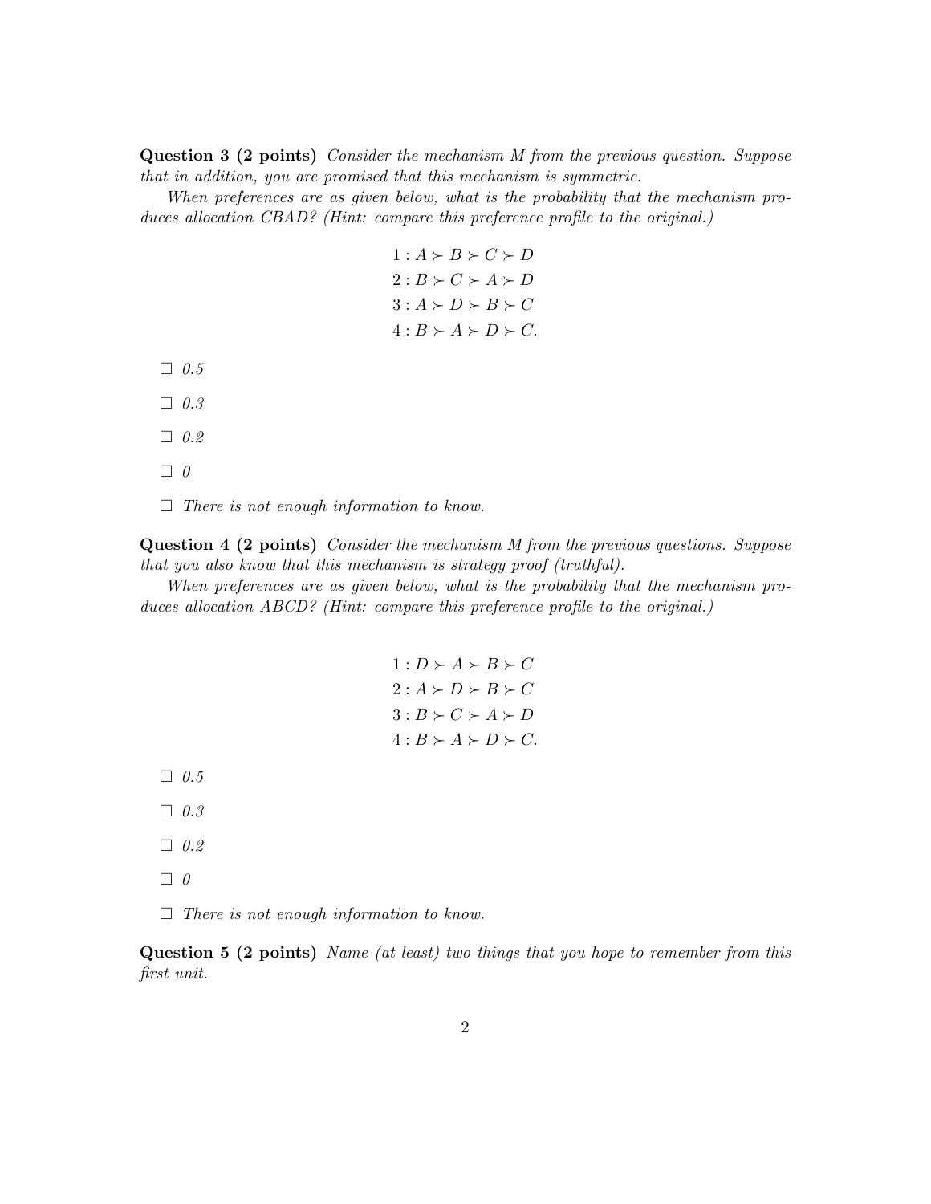**Question 3 (2 points)** *Consider the mechanism M from the previous question. Suppose that in addition, you are promised that this mechanism is symmetric.*

*When preferences are as given below, what is the probability that the mechanism produces allocation CBAD? (Hint: compare this preference profile to the original.)*

$$
\begin{aligned}
1 &: A \succ B \succ C \succ D \\
2 &: B \succ C \succ A \succ D \\
3 &: A \succ D \succ B \succ C \\
4 &: B \succ A \succ D \succ C.
\end{aligned}
$$

- ☐ *0.5*
- ☐ *0.3*
- ☐ *0.2*
- ☐ *0*
- ☐ *There is not enough information to know.*

**Question 4 (2 points)** *Consider the mechanism M from the previous questions. Suppose that you also know that this mechanism is strategy proof (truthful).*

*When preferences are as given below, what is the probability that the mechanism produces allocation ABCD? (Hint: compare this preference profile to the original.)*

$$
\begin{aligned}
1 &: D \succ A \succ B \succ C \\
2 &: A \succ D \succ B \succ C \\
3 &: B \succ C \succ A \succ D \\
4 &: B \succ A \succ D \succ C.
\end{aligned}
$$

- ☐ *0.5*
- ☐ *0.3*
- ☐ *0.2*
- ☐ *0*
- ☐ *There is not enough information to know.*

**Question 5 (2 points)** *Name (at least) two things that you hope to remember from this first unit.*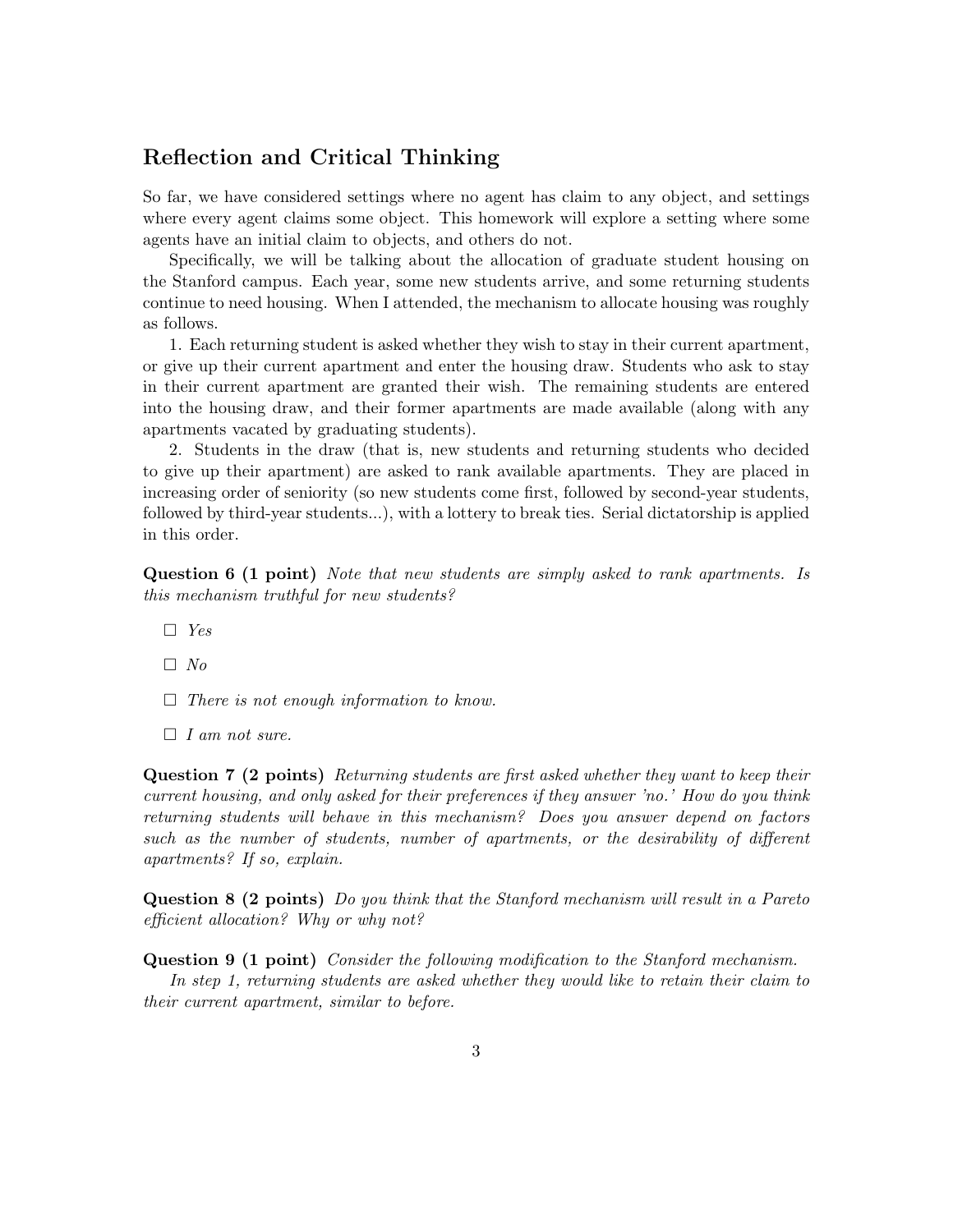## Reflection and Critical Thinking

So far, we have considered settings where no agent has claim to any object, and settings where every agent claims some object. This homework will explore a setting where some agents have an initial claim to objects, and others do not.

Specifically, we will be talking about the allocation of graduate student housing on the Stanford campus. Each year, some new students arrive, and some returning students continue to need housing. When I attended, the mechanism to allocate housing was roughly as follows.

1. Each returning student is asked whether they wish to stay in their current apartment, or give up their current apartment and enter the housing draw. Students who ask to stay in their current apartment are granted their wish. The remaining students are entered into the housing draw, and their former apartments are made available (along with any apartments vacated by graduating students).

2. Students in the draw (that is, new students and returning students who decided to give up their apartment) are asked to rank available apartments. They are placed in increasing order of seniority (so new students come first, followed by second-year students, followed by third-year students...), with a lottery to break ties. Serial dictatorship is applied in this order.

**Question 6 (1 point)** *Note that new students are simply asked to rank apartments. Is this mechanism truthful for new students?*

- ☐ *Yes*
- ☐ *No*
- ☐ *There is not enough information to know.*
- ☐ *I am not sure.*

**Question 7 (2 points)** *Returning students are first asked whether they want to keep their current housing, and only asked for their preferences if they answer 'no.' How do you think returning students will behave in this mechanism? Does you answer depend on factors such as the number of students, number of apartments, or the desirability of different apartments? If so, explain.*

**Question 8 (2 points)** *Do you think that the Stanford mechanism will result in a Pareto efficient allocation? Why or why not?*

**Question 9 (1 point)** *Consider the following modification to the Stanford mechanism.*

*In step 1, returning students are asked whether they would like to retain their claim to their current apartment, similar to before.*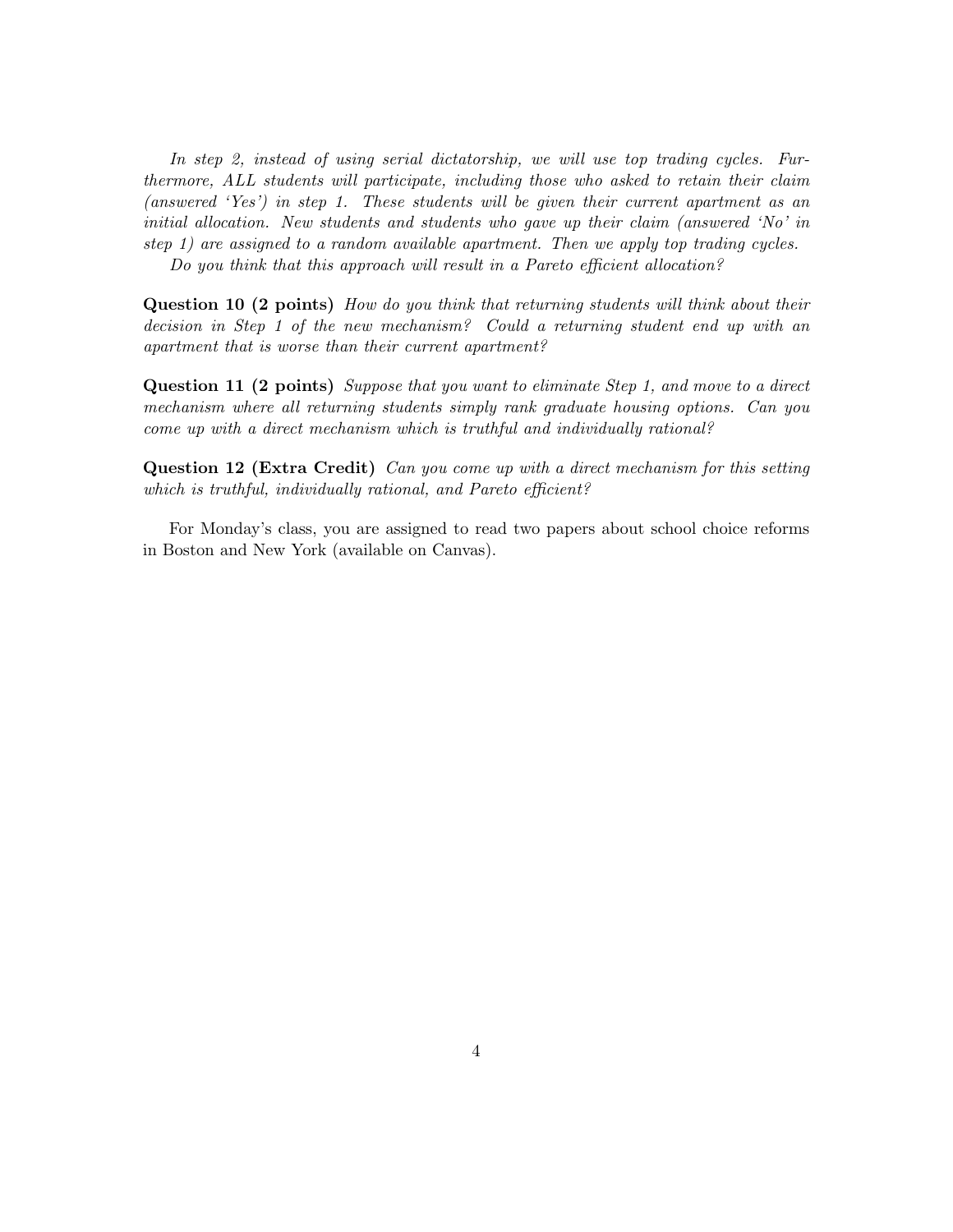*In step 2, instead of using serial dictatorship, we will use top trading cycles. Furthermore, ALL students will participate, including those who asked to retain their claim (answered 'Yes') in step 1. These students will be given their current apartment as an initial allocation. New students and students who gave up their claim (answered 'No' in step 1) are assigned to a random available apartment. Then we apply top trading cycles.*

*Do you think that this approach will result in a Pareto efficient allocation?*

**Question 10 (2 points)** *How do you think that returning students will think about their decision in Step 1 of the new mechanism? Could a returning student end up with an apartment that is worse than their current apartment?*

**Question 11 (2 points)** *Suppose that you want to eliminate Step 1, and move to a direct mechanism where all returning students simply rank graduate housing options. Can you come up with a direct mechanism which is truthful and individually rational?*

**Question 12 (Extra Credit)** *Can you come up with a direct mechanism for this setting which is truthful, individually rational, and Pareto efficient?*

For Monday's class, you are assigned to read two papers about school choice reforms in Boston and New York (available on Canvas).